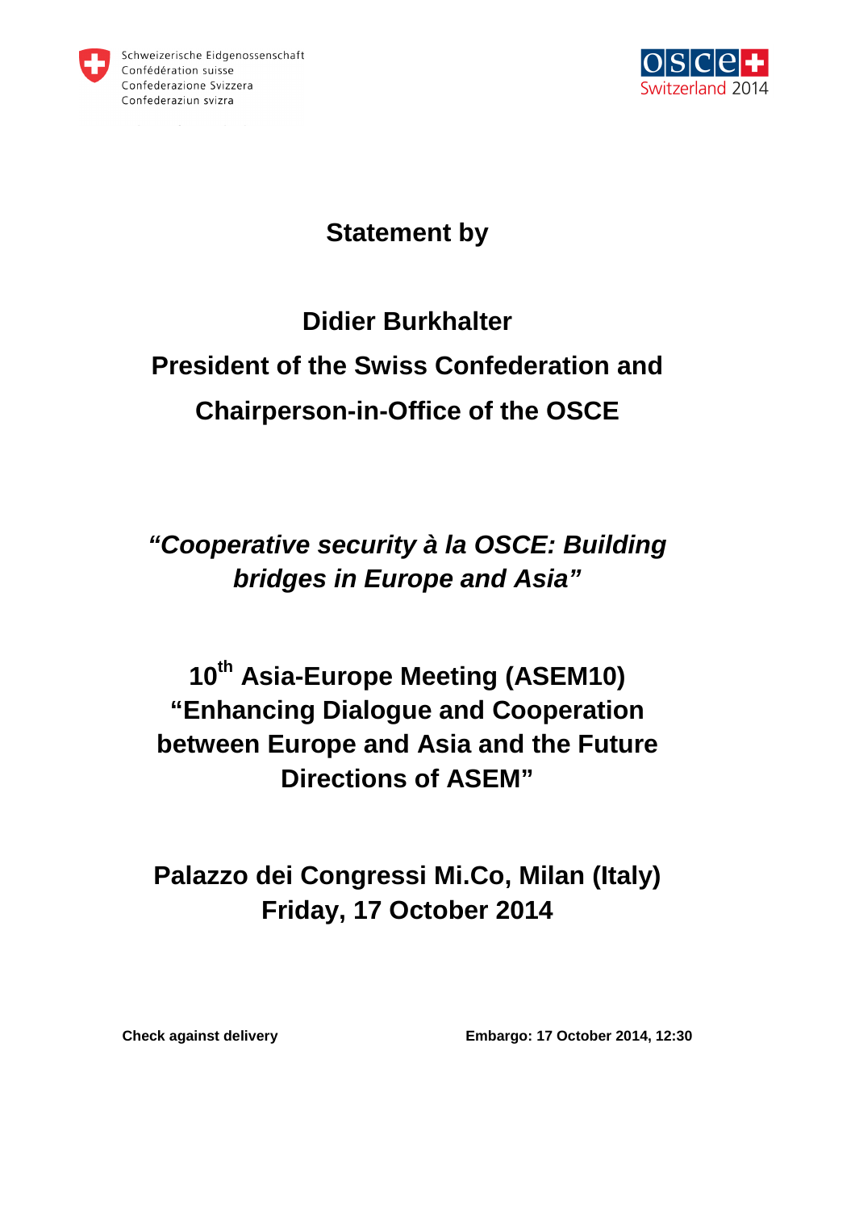Schweizerische Eidgenossenschaft
Confédération suisse
Confederazione Svizzera
Confederaziun svizra

OSCE
Switzerland 2014

# Statement by

## Didier Burkhalter
## President of the Swiss Confederation and
## Chairperson-in-Office of the OSCE

***"Cooperative security à la OSCE: Building bridges in Europe and Asia"***

## 10th Asia-Europe Meeting (ASEM10) "Enhancing Dialogue and Cooperation between Europe and Asia and the Future Directions of ASEM"

## Palazzo dei Congressi Mi.Co, Milan (Italy)
## Friday, 17 October 2014

**Check against delivery** **Embargo: 17 October 2014, 12:30**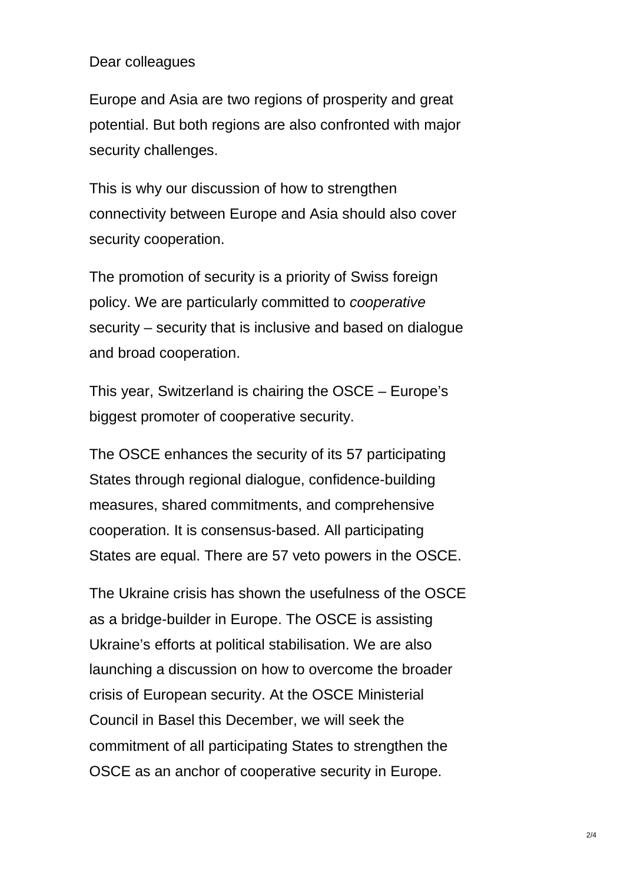Dear colleagues

Europe and Asia are two regions of prosperity and great potential. But both regions are also confronted with major security challenges.

This is why our discussion of how to strengthen connectivity between Europe and Asia should also cover security cooperation.

The promotion of security is a priority of Swiss foreign policy. We are particularly committed to *cooperative* security – security that is inclusive and based on dialogue and broad cooperation.

This year, Switzerland is chairing the OSCE – Europe's biggest promoter of cooperative security.

The OSCE enhances the security of its 57 participating States through regional dialogue, confidence-building measures, shared commitments, and comprehensive cooperation. It is consensus-based. All participating States are equal. There are 57 veto powers in the OSCE.

The Ukraine crisis has shown the usefulness of the OSCE as a bridge-builder in Europe. The OSCE is assisting Ukraine's efforts at political stabilisation. We are also launching a discussion on how to overcome the broader crisis of European security. At the OSCE Ministerial Council in Basel this December, we will seek the commitment of all participating States to strengthen the OSCE as an anchor of cooperative security in Europe.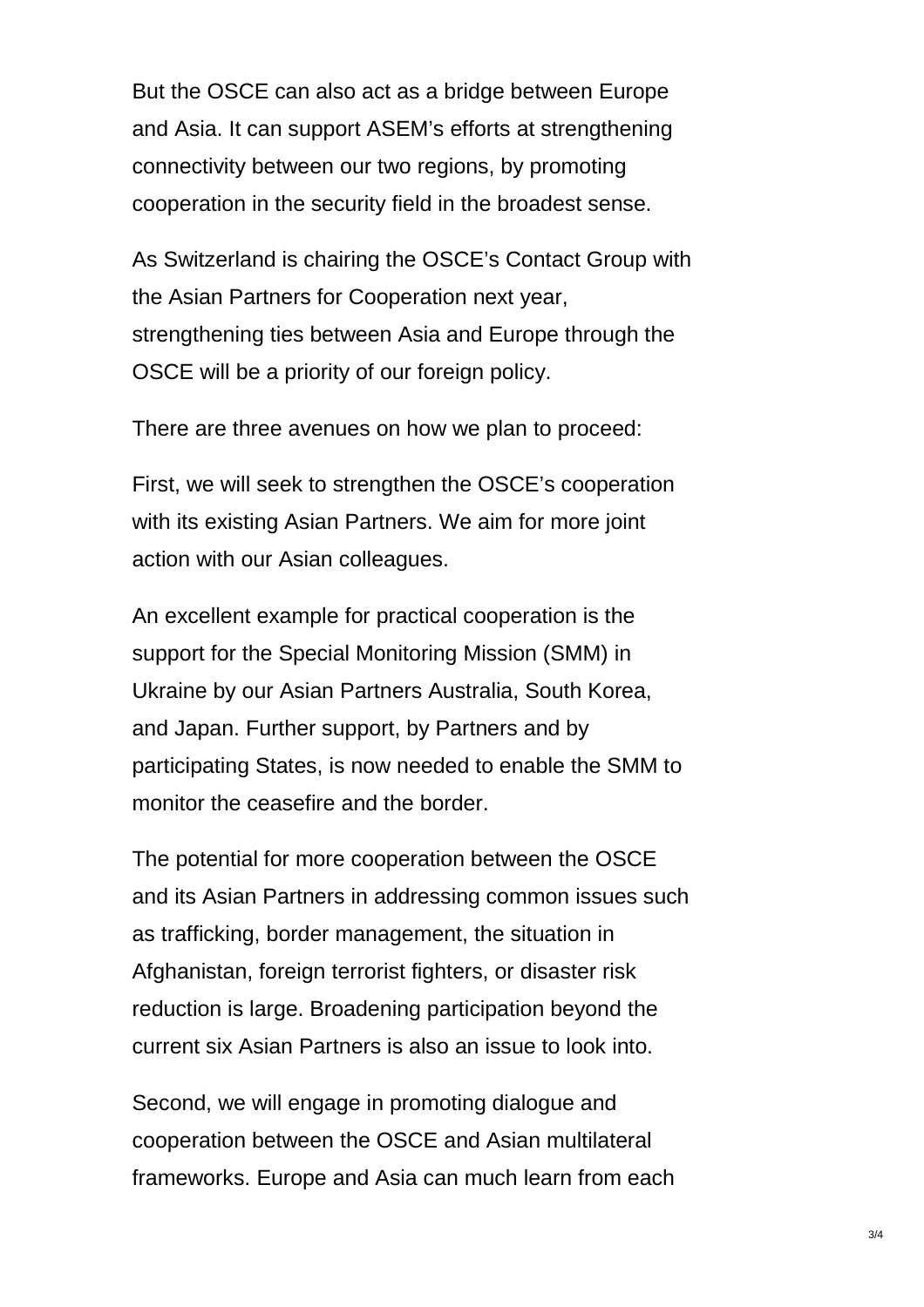But the OSCE can also act as a bridge between Europe and Asia. It can support ASEM's efforts at strengthening connectivity between our two regions, by promoting cooperation in the security field in the broadest sense.

As Switzerland is chairing the OSCE's Contact Group with the Asian Partners for Cooperation next year, strengthening ties between Asia and Europe through the OSCE will be a priority of our foreign policy.

There are three avenues on how we plan to proceed:

First, we will seek to strengthen the OSCE's cooperation with its existing Asian Partners. We aim for more joint action with our Asian colleagues.

An excellent example for practical cooperation is the support for the Special Monitoring Mission (SMM) in Ukraine by our Asian Partners Australia, South Korea, and Japan. Further support, by Partners and by participating States, is now needed to enable the SMM to monitor the ceasefire and the border.

The potential for more cooperation between the OSCE and its Asian Partners in addressing common issues such as trafficking, border management, the situation in Afghanistan, foreign terrorist fighters, or disaster risk reduction is large. Broadening participation beyond the current six Asian Partners is also an issue to look into.

Second, we will engage in promoting dialogue and cooperation between the OSCE and Asian multilateral frameworks. Europe and Asia can much learn from each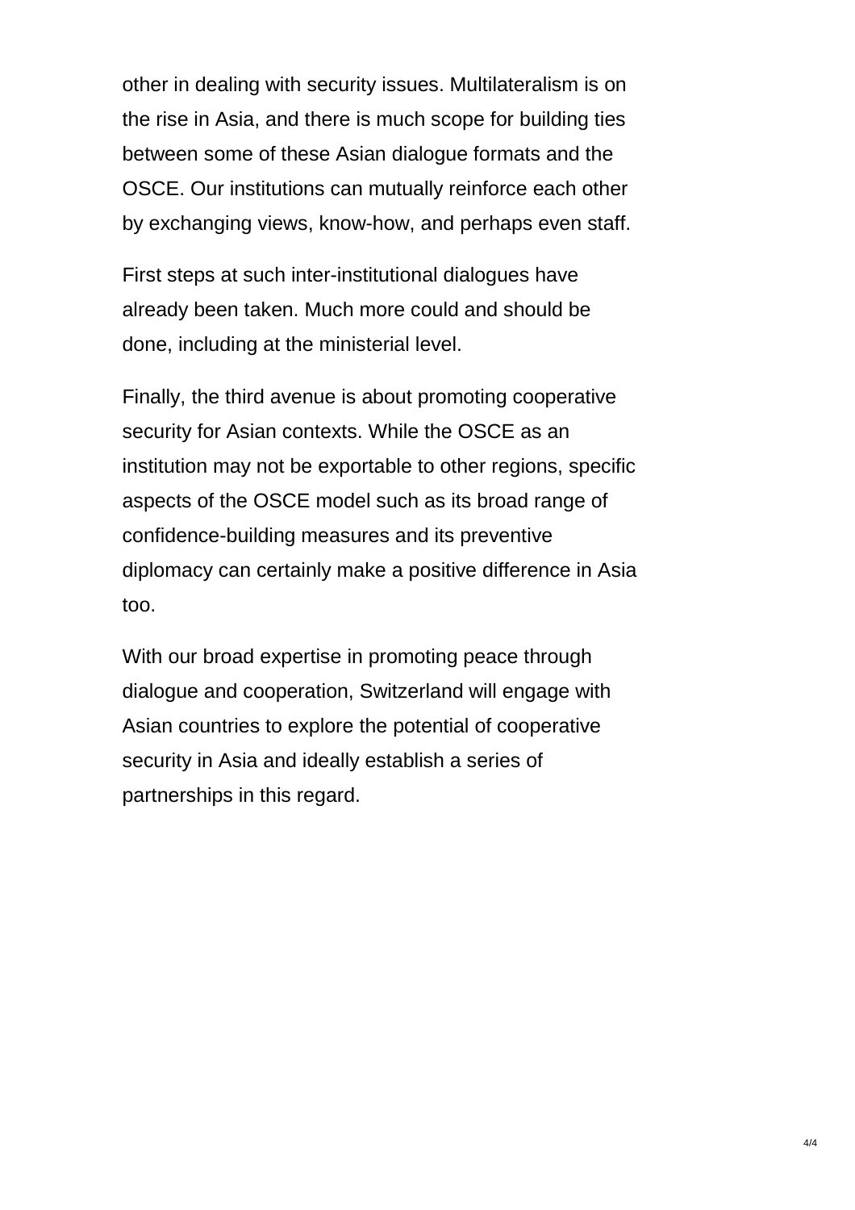other in dealing with security issues. Multilateralism is on the rise in Asia, and there is much scope for building ties between some of these Asian dialogue formats and the OSCE. Our institutions can mutually reinforce each other by exchanging views, know-how, and perhaps even staff.

First steps at such inter-institutional dialogues have already been taken. Much more could and should be done, including at the ministerial level.

Finally, the third avenue is about promoting cooperative security for Asian contexts. While the OSCE as an institution may not be exportable to other regions, specific aspects of the OSCE model such as its broad range of confidence-building measures and its preventive diplomacy can certainly make a positive difference in Asia too.

With our broad expertise in promoting peace through dialogue and cooperation, Switzerland will engage with Asian countries to explore the potential of cooperative security in Asia and ideally establish a series of partnerships in this regard.